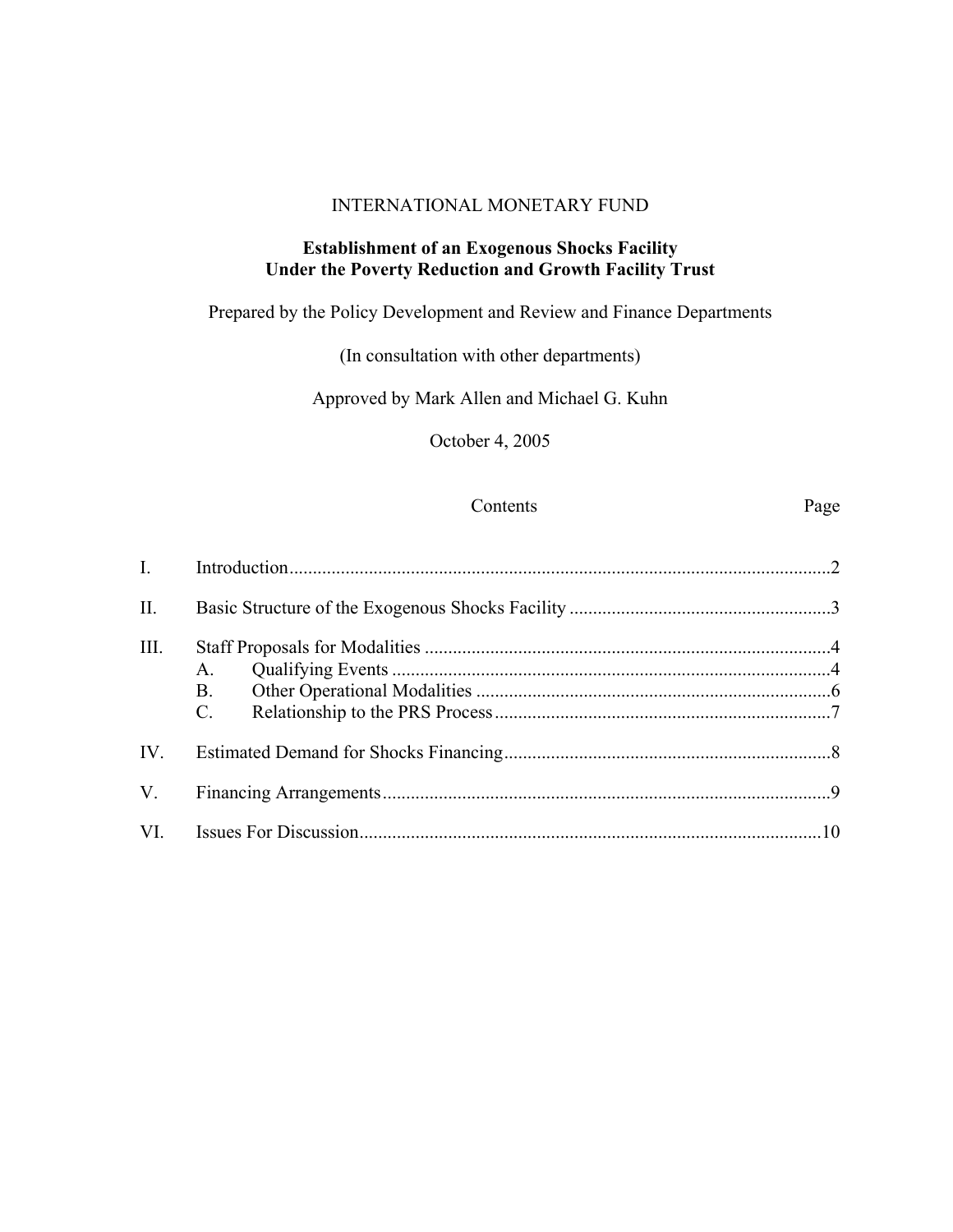INTERNATIONAL MONETARY FUND

# Establishment of an Exogenous Shocks Facility Under the Poverty Reduction and Growth Facility Trust

Prepared by the Policy Development and Review and Finance Departments

(In consultation with other departments)

Approved by Mark Allen and Michael G. Kuhn

October 4, 2005

| | Contents | Page |
|---|---|---|
| I. | Introduction | 2 |
| II. | Basic Structure of the Exogenous Shocks Facility | 3 |
| III. | Staff Proposals for Modalities | 4 |
| | A. Qualifying Events | 4 |
| | B. Other Operational Modalities | 6 |
| | C. Relationship to the PRS Process | 7 |
| IV. | Estimated Demand for Shocks Financing | 8 |
| V. | Financing Arrangements | 9 |
| VI. | Issues For Discussion | 10 |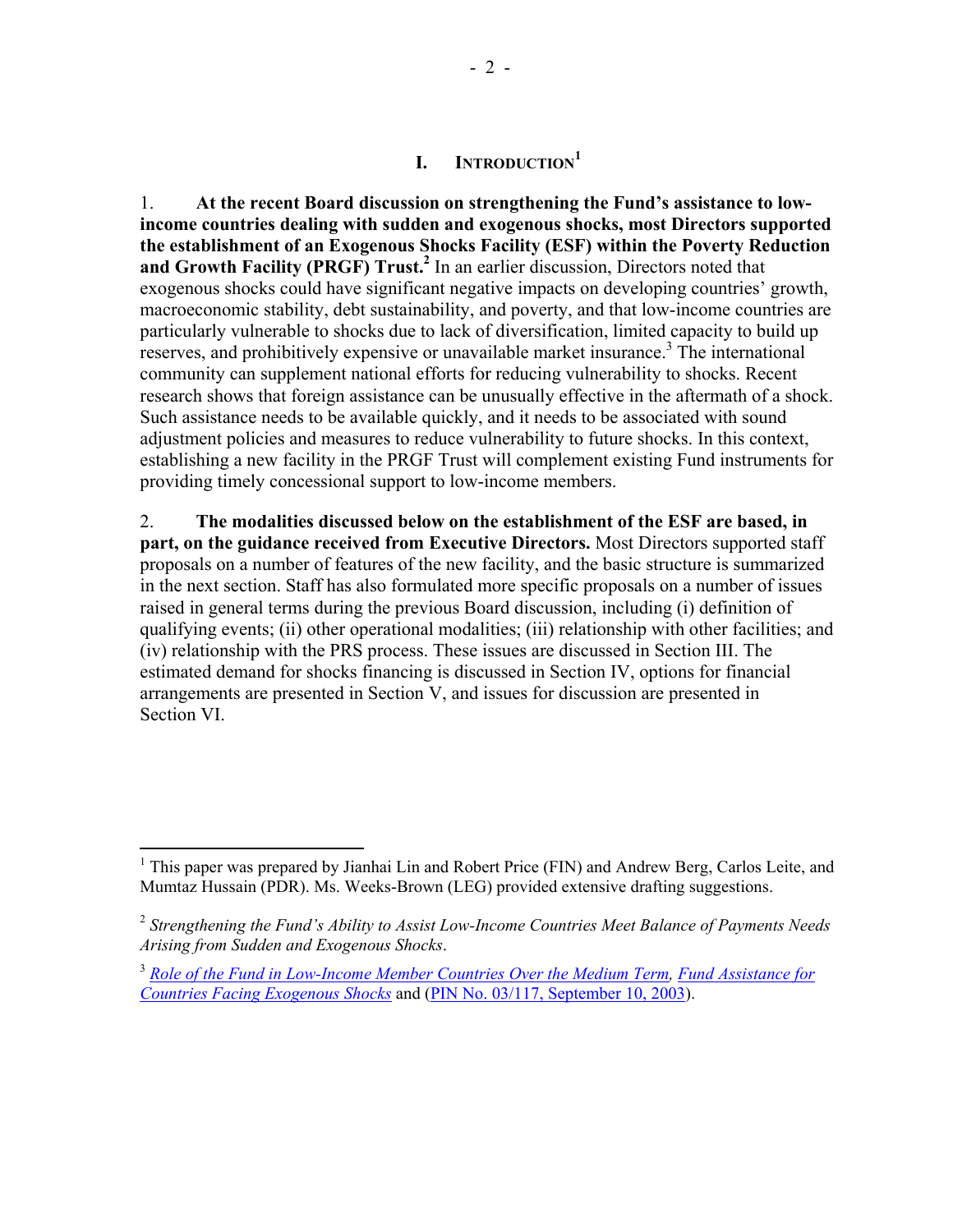# I. INTRODUCTION[1]

1. **At the recent Board discussion on strengthening the Fund's assistance to low-income countries dealing with sudden and exogenous shocks, most Directors supported the establishment of an Exogenous Shocks Facility (ESF) within the Poverty Reduction and Growth Facility (PRGF) Trust.[2]** In an earlier discussion, Directors noted that exogenous shocks could have significant negative impacts on developing countries' growth, macroeconomic stability, debt sustainability, and poverty, and that low-income countries are particularly vulnerable to shocks due to lack of diversification, limited capacity to build up reserves, and prohibitively expensive or unavailable market insurance.[3] The international community can supplement national efforts for reducing vulnerability to shocks. Recent research shows that foreign assistance can be unusually effective in the aftermath of a shock. Such assistance needs to be available quickly, and it needs to be associated with sound adjustment policies and measures to reduce vulnerability to future shocks. In this context, establishing a new facility in the PRGF Trust will complement existing Fund instruments for providing timely concessional support to low-income members.

2. **The modalities discussed below on the establishment of the ESF are based, in part, on the guidance received from Executive Directors.** Most Directors supported staff proposals on a number of features of the new facility, and the basic structure is summarized in the next section. Staff has also formulated more specific proposals on a number of issues raised in general terms during the previous Board discussion, including (i) definition of qualifying events; (ii) other operational modalities; (iii) relationship with other facilities; and (iv) relationship with the PRS process. These issues are discussed in Section III. The estimated demand for shocks financing is discussed in Section IV, options for financial arrangements are presented in Section V, and issues for discussion are presented in Section VI.

---

[1] This paper was prepared by Jianhai Lin and Robert Price (FIN) and Andrew Berg, Carlos Leite, and Mumtaz Hussain (PDR). Ms. Weeks-Brown (LEG) provided extensive drafting suggestions.

[2] *Strengthening the Fund's Ability to Assist Low-Income Countries Meet Balance of Payments Needs Arising from Sudden and Exogenous Shocks*.

[3] *Role of the Fund in Low-Income Member Countries Over the Medium Term*, *Fund Assistance for Countries Facing Exogenous Shocks* and (PIN No. 03/117, September 10, 2003).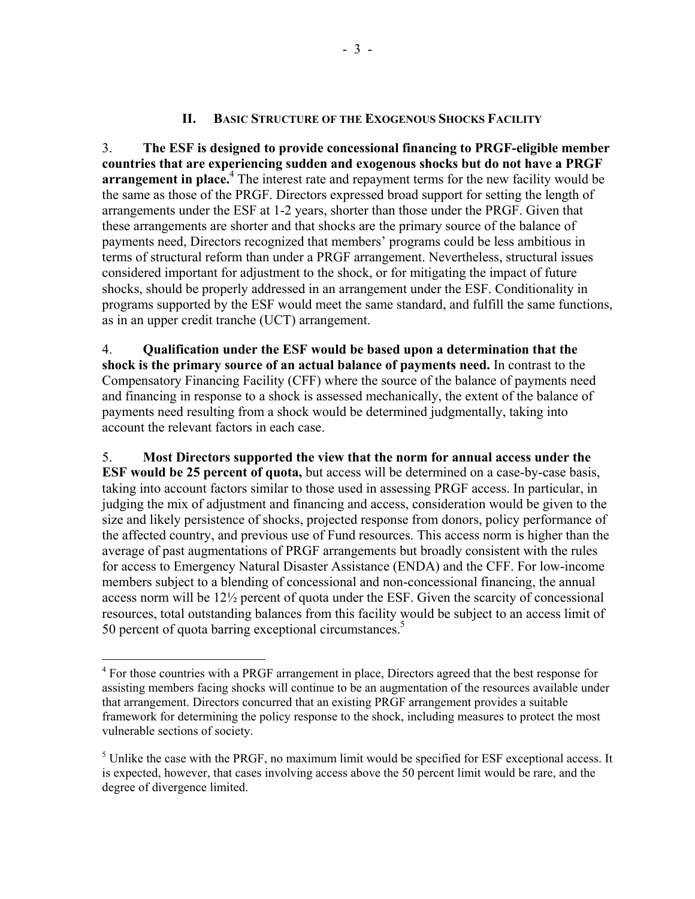## II. BASIC STRUCTURE OF THE EXOGENOUS SHOCKS FACILITY

3. **The ESF is designed to provide concessional financing to PRGF-eligible member countries that are experiencing sudden and exogenous shocks but do not have a PRGF arrangement in place.**[4] The interest rate and repayment terms for the new facility would be the same as those of the PRGF. Directors expressed broad support for setting the length of arrangements under the ESF at 1-2 years, shorter than those under the PRGF. Given that these arrangements are shorter and that shocks are the primary source of the balance of payments need, Directors recognized that members' programs could be less ambitious in terms of structural reform than under a PRGF arrangement. Nevertheless, structural issues considered important for adjustment to the shock, or for mitigating the impact of future shocks, should be properly addressed in an arrangement under the ESF. Conditionality in programs supported by the ESF would meet the same standard, and fulfill the same functions, as in an upper credit tranche (UCT) arrangement.

4. **Qualification under the ESF would be based upon a determination that the shock is the primary source of an actual balance of payments need.** In contrast to the Compensatory Financing Facility (CFF) where the source of the balance of payments need and financing in response to a shock is assessed mechanically, the extent of the balance of payments need resulting from a shock would be determined judgmentally, taking into account the relevant factors in each case.

5. **Most Directors supported the view that the norm for annual access under the ESF would be 25 percent of quota,** but access will be determined on a case-by-case basis, taking into account factors similar to those used in assessing PRGF access. In particular, in judging the mix of adjustment and financing and access, consideration would be given to the size and likely persistence of shocks, projected response from donors, policy performance of the affected country, and previous use of Fund resources. This access norm is higher than the average of past augmentations of PRGF arrangements but broadly consistent with the rules for access to Emergency Natural Disaster Assistance (ENDA) and the CFF. For low-income members subject to a blending of concessional and non-concessional financing, the annual access norm will be 12½ percent of quota under the ESF. Given the scarcity of concessional resources, total outstanding balances from this facility would be subject to an access limit of 50 percent of quota barring exceptional circumstances.[5]

---

[4] For those countries with a PRGF arrangement in place, Directors agreed that the best response for assisting members facing shocks will continue to be an augmentation of the resources available under that arrangement. Directors concurred that an existing PRGF arrangement provides a suitable framework for determining the policy response to the shock, including measures to protect the most vulnerable sections of society.

[5] Unlike the case with the PRGF, no maximum limit would be specified for ESF exceptional access. It is expected, however, that cases involving access above the 50 percent limit would be rare, and the degree of divergence limited.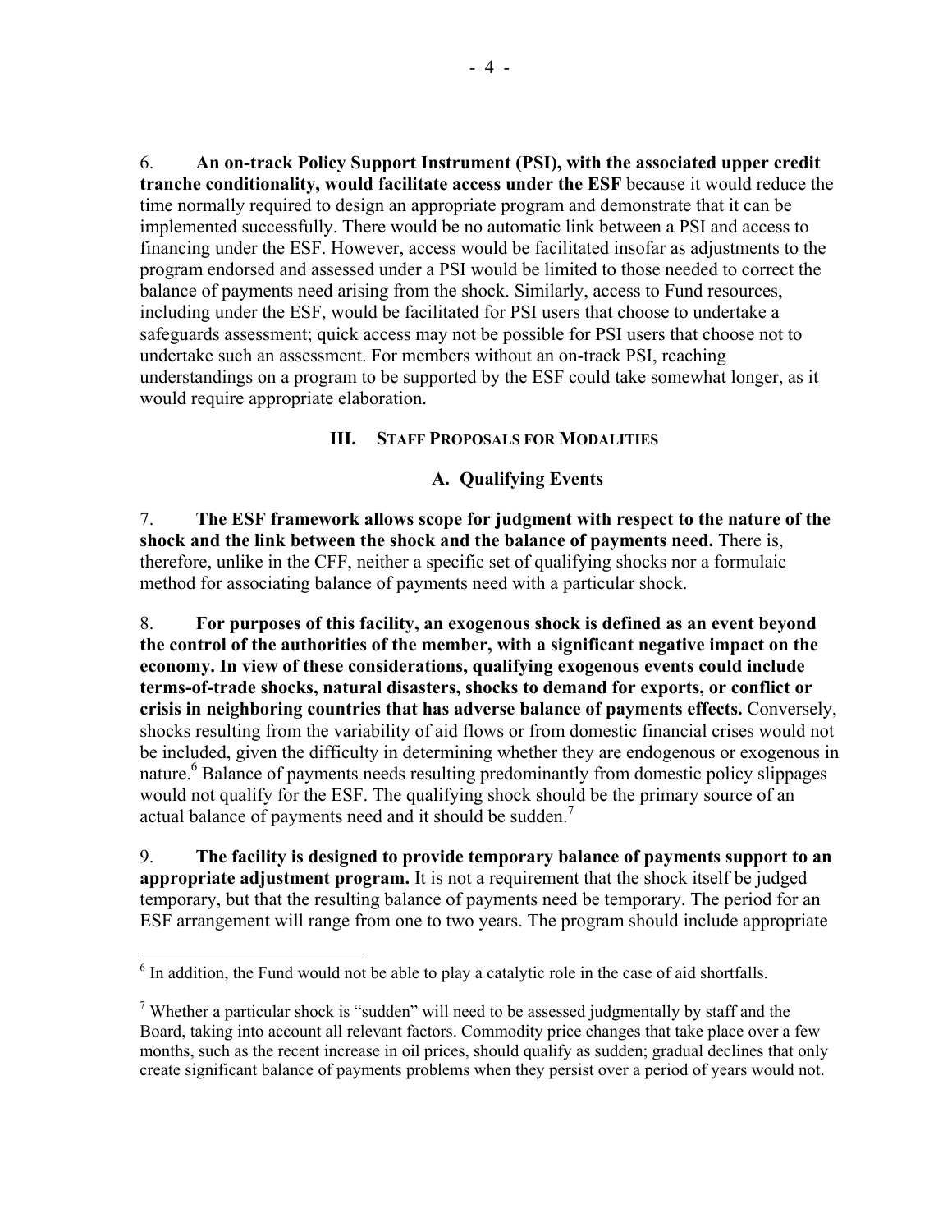6. **An on-track Policy Support Instrument (PSI), with the associated upper credit tranche conditionality, would facilitate access under the ESF** because it would reduce the time normally required to design an appropriate program and demonstrate that it can be implemented successfully. There would be no automatic link between a PSI and access to financing under the ESF. However, access would be facilitated insofar as adjustments to the program endorsed and assessed under a PSI would be limited to those needed to correct the balance of payments need arising from the shock. Similarly, access to Fund resources, including under the ESF, would be facilitated for PSI users that choose to undertake a safeguards assessment; quick access may not be possible for PSI users that choose not to undertake such an assessment. For members without an on-track PSI, reaching understandings on a program to be supported by the ESF could take somewhat longer, as it would require appropriate elaboration.

## III. Staff Proposals for Modalities

### A. Qualifying Events

7. **The ESF framework allows scope for judgment with respect to the nature of the shock and the link between the shock and the balance of payments need.** There is, therefore, unlike in the CFF, neither a specific set of qualifying shocks nor a formulaic method for associating balance of payments need with a particular shock.

8. **For purposes of this facility, an exogenous shock is defined as an event beyond the control of the authorities of the member, with a significant negative impact on the economy. In view of these considerations, qualifying exogenous events could include terms-of-trade shocks, natural disasters, shocks to demand for exports, or conflict or crisis in neighboring countries that has adverse balance of payments effects.** Conversely, shocks resulting from the variability of aid flows or from domestic financial crises would not be included, given the difficulty in determining whether they are endogenous or exogenous in nature.[6] Balance of payments needs resulting predominantly from domestic policy slippages would not qualify for the ESF. The qualifying shock should be the primary source of an actual balance of payments need and it should be sudden.[7]

9. **The facility is designed to provide temporary balance of payments support to an appropriate adjustment program.** It is not a requirement that the shock itself be judged temporary, but that the resulting balance of payments need be temporary. The period for an ESF arrangement will range from one to two years. The program should include appropriate

---

[6] In addition, the Fund would not be able to play a catalytic role in the case of aid shortfalls.

[7] Whether a particular shock is "sudden" will need to be assessed judgmentally by staff and the Board, taking into account all relevant factors. Commodity price changes that take place over a few months, such as the recent increase in oil prices, should qualify as sudden; gradual declines that only create significant balance of payments problems when they persist over a period of years would not.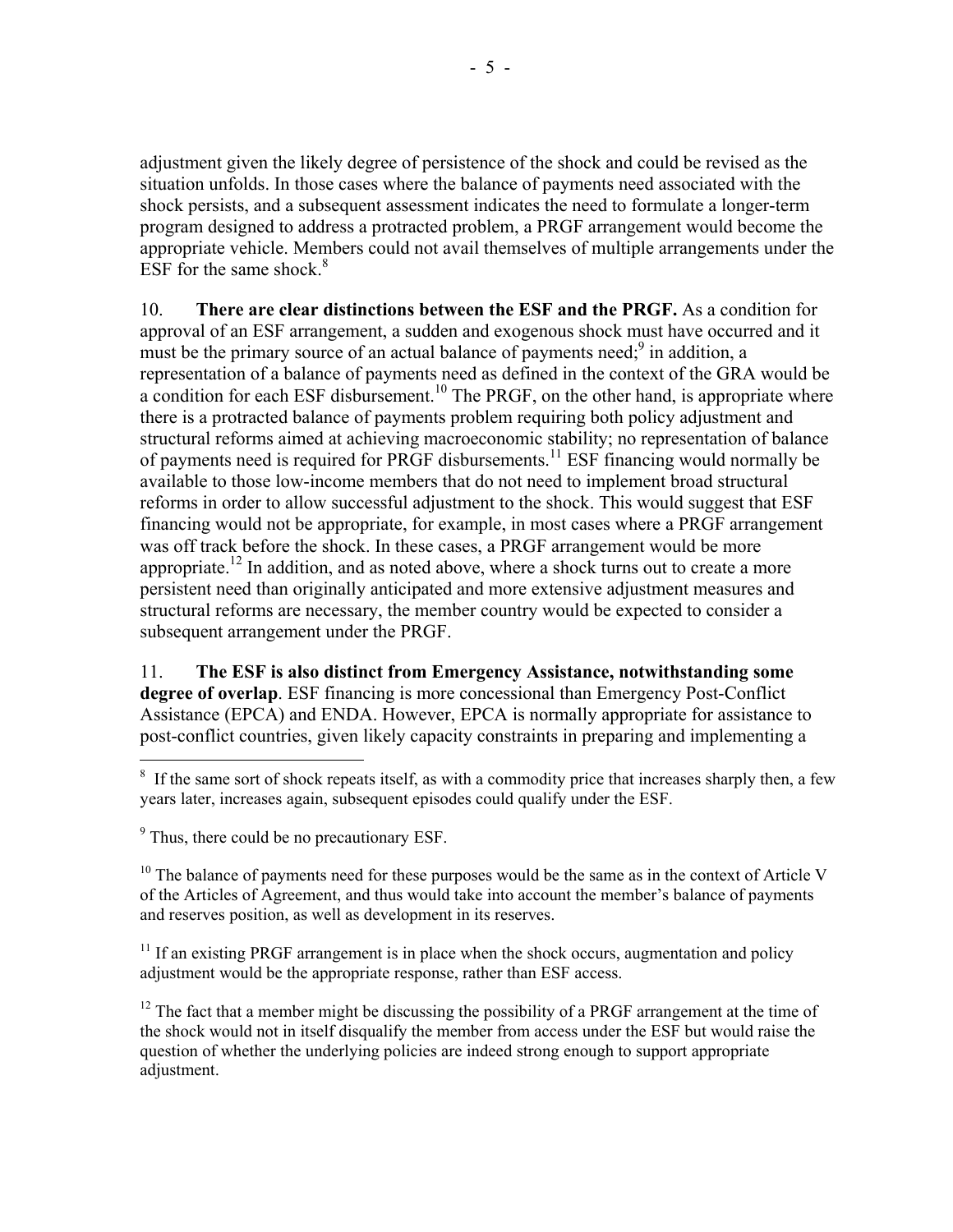adjustment given the likely degree of persistence of the shock and could be revised as the situation unfolds. In those cases where the balance of payments need associated with the shock persists, and a subsequent assessment indicates the need to formulate a longer-term program designed to address a protracted problem, a PRGF arrangement would become the appropriate vehicle. Members could not avail themselves of multiple arrangements under the ESF for the same shock.[8]

10. **There are clear distinctions between the ESF and the PRGF.** As a condition for approval of an ESF arrangement, a sudden and exogenous shock must have occurred and it must be the primary source of an actual balance of payments need;[9] in addition, a representation of a balance of payments need as defined in the context of the GRA would be a condition for each ESF disbursement.[10] The PRGF, on the other hand, is appropriate where there is a protracted balance of payments problem requiring both policy adjustment and structural reforms aimed at achieving macroeconomic stability; no representation of balance of payments need is required for PRGF disbursements.[11] ESF financing would normally be available to those low-income members that do not need to implement broad structural reforms in order to allow successful adjustment to the shock. This would suggest that ESF financing would not be appropriate, for example, in most cases where a PRGF arrangement was off track before the shock. In these cases, a PRGF arrangement would be more appropriate.[12] In addition, and as noted above, where a shock turns out to create a more persistent need than originally anticipated and more extensive adjustment measures and structural reforms are necessary, the member country would be expected to consider a subsequent arrangement under the PRGF.

11. **The ESF is also distinct from Emergency Assistance, notwithstanding some degree of overlap**. ESF financing is more concessional than Emergency Post-Conflict Assistance (EPCA) and ENDA. However, EPCA is normally appropriate for assistance to post-conflict countries, given likely capacity constraints in preparing and implementing a

---

[8] If the same sort of shock repeats itself, as with a commodity price that increases sharply then, a few years later, increases again, subsequent episodes could qualify under the ESF.

[9] Thus, there could be no precautionary ESF.

[10] The balance of payments need for these purposes would be the same as in the context of Article V of the Articles of Agreement, and thus would take into account the member's balance of payments and reserves position, as well as development in its reserves.

[11] If an existing PRGF arrangement is in place when the shock occurs, augmentation and policy adjustment would be the appropriate response, rather than ESF access.

[12] The fact that a member might be discussing the possibility of a PRGF arrangement at the time of the shock would not in itself disqualify the member from access under the ESF but would raise the question of whether the underlying policies are indeed strong enough to support appropriate adjustment.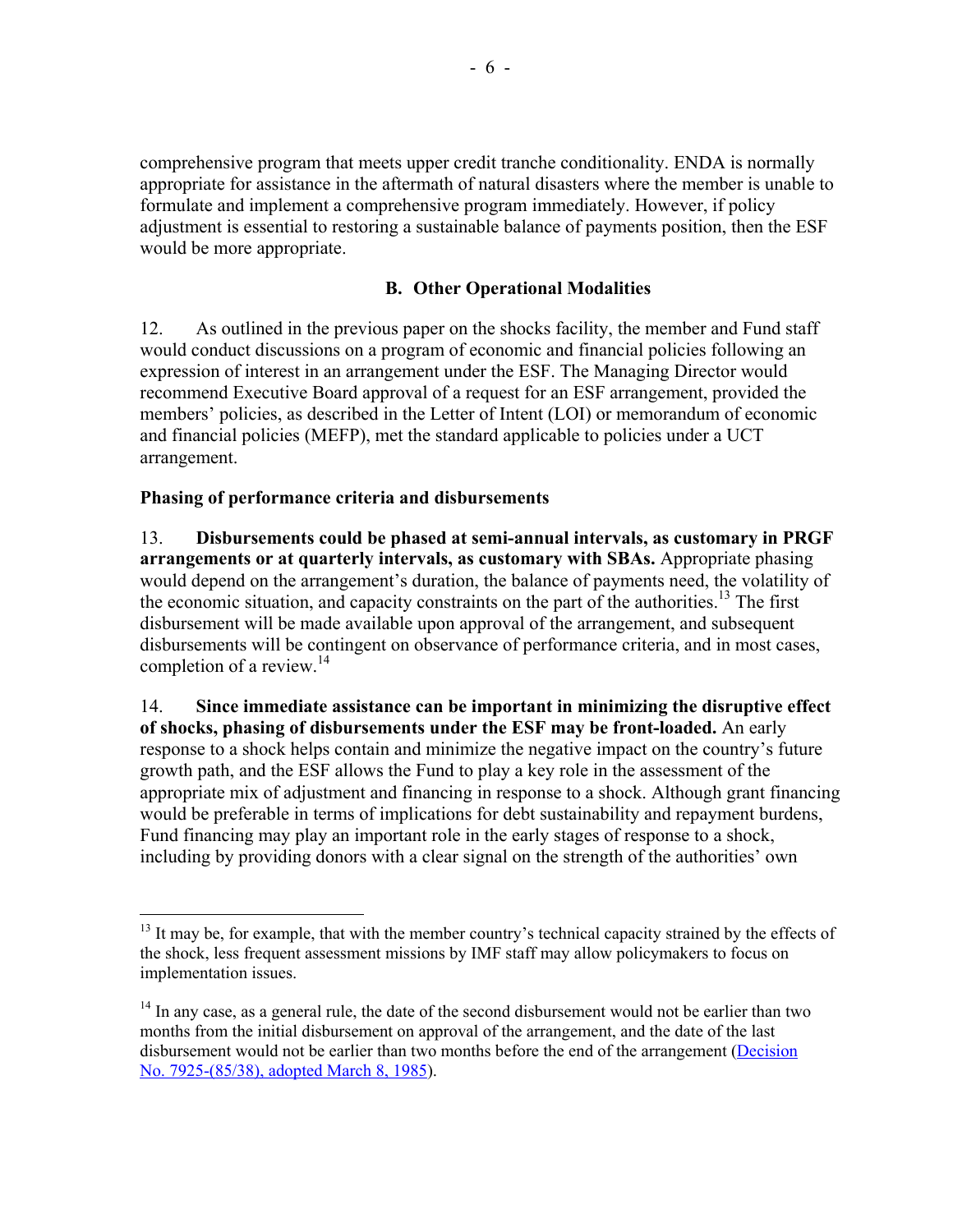comprehensive program that meets upper credit tranche conditionality. ENDA is normally appropriate for assistance in the aftermath of natural disasters where the member is unable to formulate and implement a comprehensive program immediately. However, if policy adjustment is essential to restoring a sustainable balance of payments position, then the ESF would be more appropriate.

### B. Other Operational Modalities

12. As outlined in the previous paper on the shocks facility, the member and Fund staff would conduct discussions on a program of economic and financial policies following an expression of interest in an arrangement under the ESF. The Managing Director would recommend Executive Board approval of a request for an ESF arrangement, provided the members' policies, as described in the Letter of Intent (LOI) or memorandum of economic and financial policies (MEFP), met the standard applicable to policies under a UCT arrangement.

**Phasing of performance criteria and disbursements**

13. **Disbursements could be phased at semi-annual intervals, as customary in PRGF arrangements or at quarterly intervals, as customary with SBAs.** Appropriate phasing would depend on the arrangement's duration, the balance of payments need, the volatility of the economic situation, and capacity constraints on the part of the authorities.[13] The first disbursement will be made available upon approval of the arrangement, and subsequent disbursements will be contingent on observance of performance criteria, and in most cases, completion of a review.[14]

14. **Since immediate assistance can be important in minimizing the disruptive effect of shocks, phasing of disbursements under the ESF may be front-loaded.** An early response to a shock helps contain and minimize the negative impact on the country's future growth path, and the ESF allows the Fund to play a key role in the assessment of the appropriate mix of adjustment and financing in response to a shock. Although grant financing would be preferable in terms of implications for debt sustainability and repayment burdens, Fund financing may play an important role in the early stages of response to a shock, including by providing donors with a clear signal on the strength of the authorities' own

---

[13] It may be, for example, that with the member country's technical capacity strained by the effects of the shock, less frequent assessment missions by IMF staff may allow policymakers to focus on implementation issues.

[14] In any case, as a general rule, the date of the second disbursement would not be earlier than two months from the initial disbursement on approval of the arrangement, and the date of the last disbursement would not be earlier than two months before the end of the arrangement (Decision No. 7925-(85/38), adopted March 8, 1985).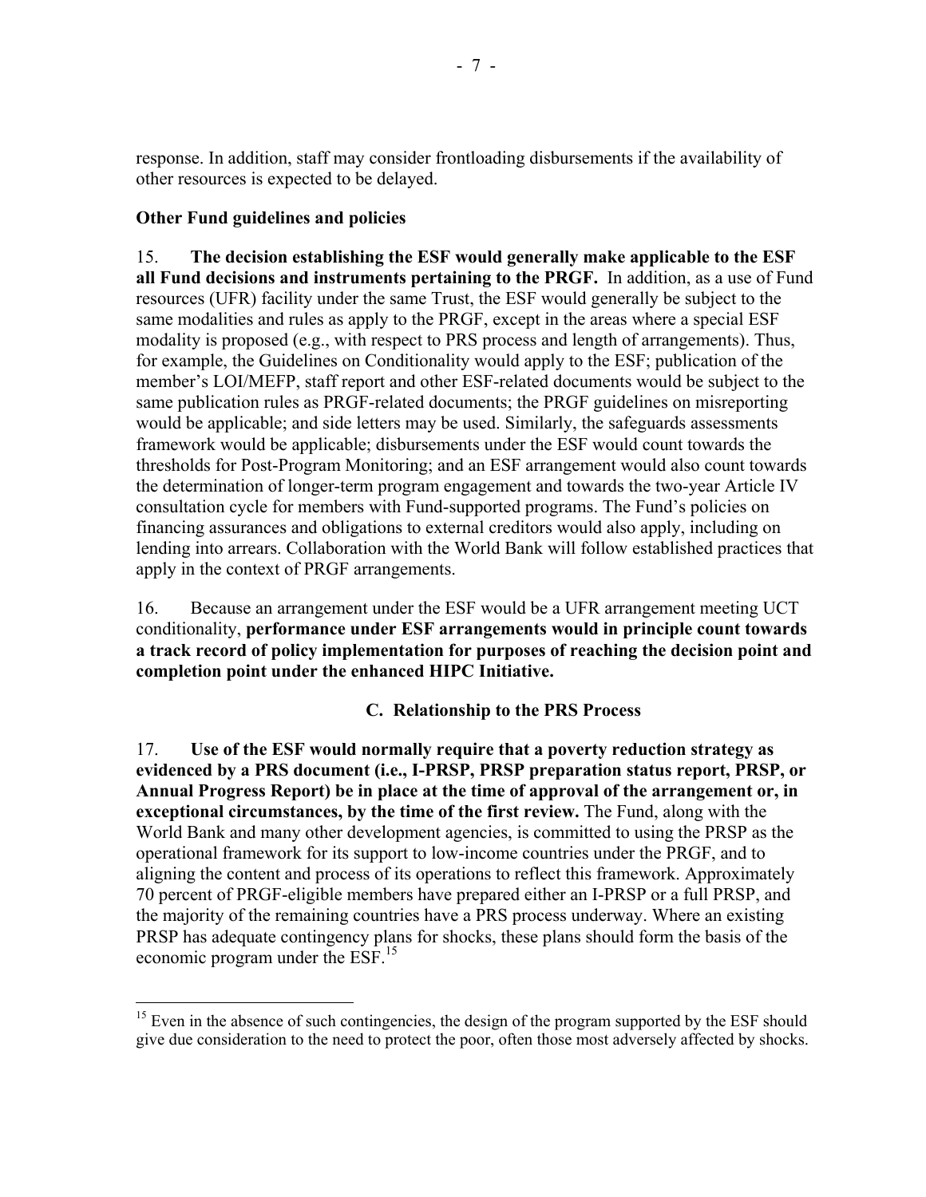response. In addition, staff may consider frontloading disbursements if the availability of other resources is expected to be delayed.

**Other Fund guidelines and policies**

15. **The decision establishing the ESF would generally make applicable to the ESF all Fund decisions and instruments pertaining to the PRGF.** In addition, as a use of Fund resources (UFR) facility under the same Trust, the ESF would generally be subject to the same modalities and rules as apply to the PRGF, except in the areas where a special ESF modality is proposed (e.g., with respect to PRS process and length of arrangements). Thus, for example, the Guidelines on Conditionality would apply to the ESF; publication of the member's LOI/MEFP, staff report and other ESF-related documents would be subject to the same publication rules as PRGF-related documents; the PRGF guidelines on misreporting would be applicable; and side letters may be used. Similarly, the safeguards assessments framework would be applicable; disbursements under the ESF would count towards the thresholds for Post-Program Monitoring; and an ESF arrangement would also count towards the determination of longer-term program engagement and towards the two-year Article IV consultation cycle for members with Fund-supported programs. The Fund's policies on financing assurances and obligations to external creditors would also apply, including on lending into arrears. Collaboration with the World Bank will follow established practices that apply in the context of PRGF arrangements.

16. Because an arrangement under the ESF would be a UFR arrangement meeting UCT conditionality, **performance under ESF arrangements would in principle count towards a track record of policy implementation for purposes of reaching the decision point and completion point under the enhanced HIPC Initiative.**

### C. Relationship to the PRS Process

17. **Use of the ESF would normally require that a poverty reduction strategy as evidenced by a PRS document (i.e., I-PRSP, PRSP preparation status report, PRSP, or Annual Progress Report) be in place at the time of approval of the arrangement or, in exceptional circumstances, by the time of the first review.** The Fund, along with the World Bank and many other development agencies, is committed to using the PRSP as the operational framework for its support to low-income countries under the PRGF, and to aligning the content and process of its operations to reflect this framework. Approximately 70 percent of PRGF-eligible members have prepared either an I-PRSP or a full PRSP, and the majority of the remaining countries have a PRS process underway. Where an existing PRSP has adequate contingency plans for shocks, these plans should form the basis of the economic program under the ESF.[15]

[15] Even in the absence of such contingencies, the design of the program supported by the ESF should give due consideration to the need to protect the poor, often those most adversely affected by shocks.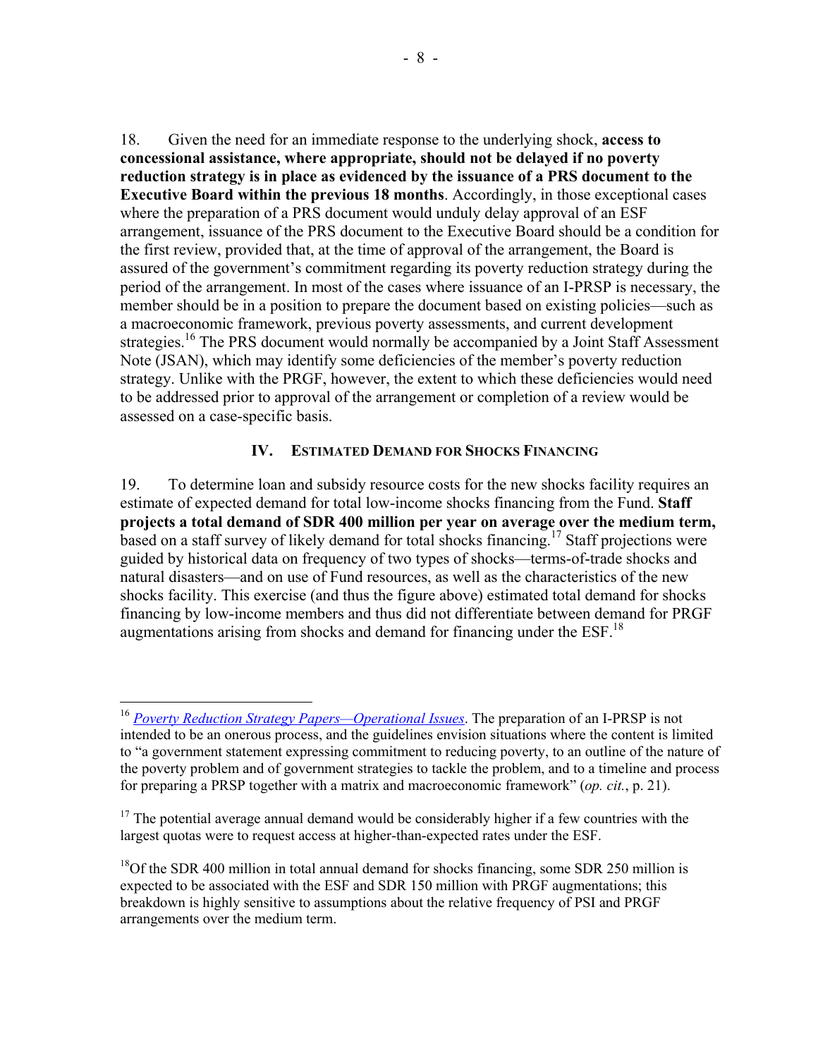18. Given the need for an immediate response to the underlying shock, **access to concessional assistance, where appropriate, should not be delayed if no poverty reduction strategy is in place as evidenced by the issuance of a PRS document to the Executive Board within the previous 18 months**. Accordingly, in those exceptional cases where the preparation of a PRS document would unduly delay approval of an ESF arrangement, issuance of the PRS document to the Executive Board should be a condition for the first review, provided that, at the time of approval of the arrangement, the Board is assured of the government's commitment regarding its poverty reduction strategy during the period of the arrangement. In most of the cases where issuance of an I-PRSP is necessary, the member should be in a position to prepare the document based on existing policies—such as a macroeconomic framework, previous poverty assessments, and current development strategies.[16] The PRS document would normally be accompanied by a Joint Staff Assessment Note (JSAN), which may identify some deficiencies of the member's poverty reduction strategy. Unlike with the PRGF, however, the extent to which these deficiencies would need to be addressed prior to approval of the arrangement or completion of a review would be assessed on a case-specific basis.

## IV. Estimated Demand for Shocks Financing

19. To determine loan and subsidy resource costs for the new shocks facility requires an estimate of expected demand for total low-income shocks financing from the Fund. **Staff projects a total demand of SDR 400 million per year on average over the medium term,** based on a staff survey of likely demand for total shocks financing.[17] Staff projections were guided by historical data on frequency of two types of shocks—terms-of-trade shocks and natural disasters—and on use of Fund resources, as well as the characteristics of the new shocks facility. This exercise (and thus the figure above) estimated total demand for shocks financing by low-income members and thus did not differentiate between demand for PRGF augmentations arising from shocks and demand for financing under the ESF.[18]

---

[16] *Poverty Reduction Strategy Papers—Operational Issues*. The preparation of an I-PRSP is not intended to be an onerous process, and the guidelines envision situations where the content is limited to "a government statement expressing commitment to reducing poverty, to an outline of the nature of the poverty problem and of government strategies to tackle the problem, and to a timeline and process for preparing a PRSP together with a matrix and macroeconomic framework" (*op. cit.*, p. 21).

[17] The potential average annual demand would be considerably higher if a few countries with the largest quotas were to request access at higher-than-expected rates under the ESF.

[18] Of the SDR 400 million in total annual demand for shocks financing, some SDR 250 million is expected to be associated with the ESF and SDR 150 million with PRGF augmentations; this breakdown is highly sensitive to assumptions about the relative frequency of PSI and PRGF arrangements over the medium term.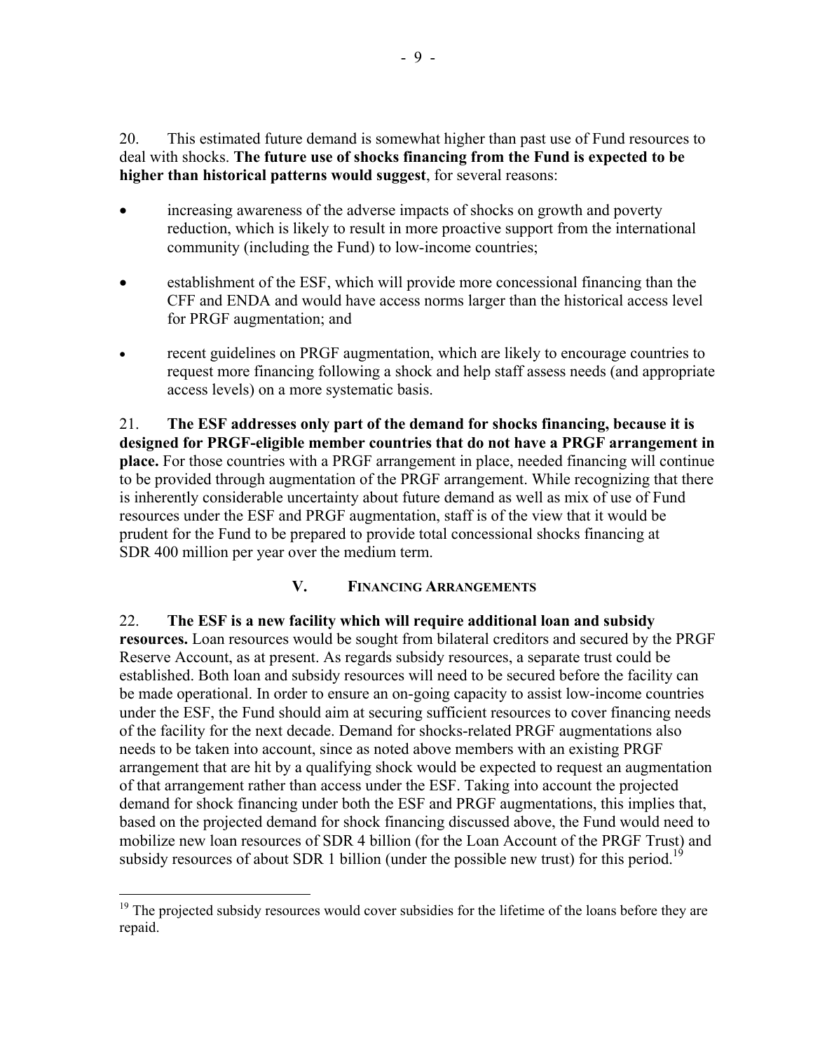20. This estimated future demand is somewhat higher than past use of Fund resources to deal with shocks. **The future use of shocks financing from the Fund is expected to be higher than historical patterns would suggest**, for several reasons:

- increasing awareness of the adverse impacts of shocks on growth and poverty reduction, which is likely to result in more proactive support from the international community (including the Fund) to low-income countries;
- establishment of the ESF, which will provide more concessional financing than the CFF and ENDA and would have access norms larger than the historical access level for PRGF augmentation; and
- recent guidelines on PRGF augmentation, which are likely to encourage countries to request more financing following a shock and help staff assess needs (and appropriate access levels) on a more systematic basis.

21. **The ESF addresses only part of the demand for shocks financing, because it is designed for PRGF-eligible member countries that do not have a PRGF arrangement in place.** For those countries with a PRGF arrangement in place, needed financing will continue to be provided through augmentation of the PRGF arrangement. While recognizing that there is inherently considerable uncertainty about future demand as well as mix of use of Fund resources under the ESF and PRGF augmentation, staff is of the view that it would be prudent for the Fund to be prepared to provide total concessional shocks financing at SDR 400 million per year over the medium term.

## V. Financing Arrangements

22. **The ESF is a new facility which will require additional loan and subsidy resources.** Loan resources would be sought from bilateral creditors and secured by the PRGF Reserve Account, as at present. As regards subsidy resources, a separate trust could be established. Both loan and subsidy resources will need to be secured before the facility can be made operational. In order to ensure an on-going capacity to assist low-income countries under the ESF, the Fund should aim at securing sufficient resources to cover financing needs of the facility for the next decade. Demand for shocks-related PRGF augmentations also needs to be taken into account, since as noted above members with an existing PRGF arrangement that are hit by a qualifying shock would be expected to request an augmentation of that arrangement rather than access under the ESF. Taking into account the projected demand for shock financing under both the ESF and PRGF augmentations, this implies that, based on the projected demand for shock financing discussed above, the Fund would need to mobilize new loan resources of SDR 4 billion (for the Loan Account of the PRGF Trust) and subsidy resources of about SDR 1 billion (under the possible new trust) for this period.[19]

[19] The projected subsidy resources would cover subsidies for the lifetime of the loans before they are repaid.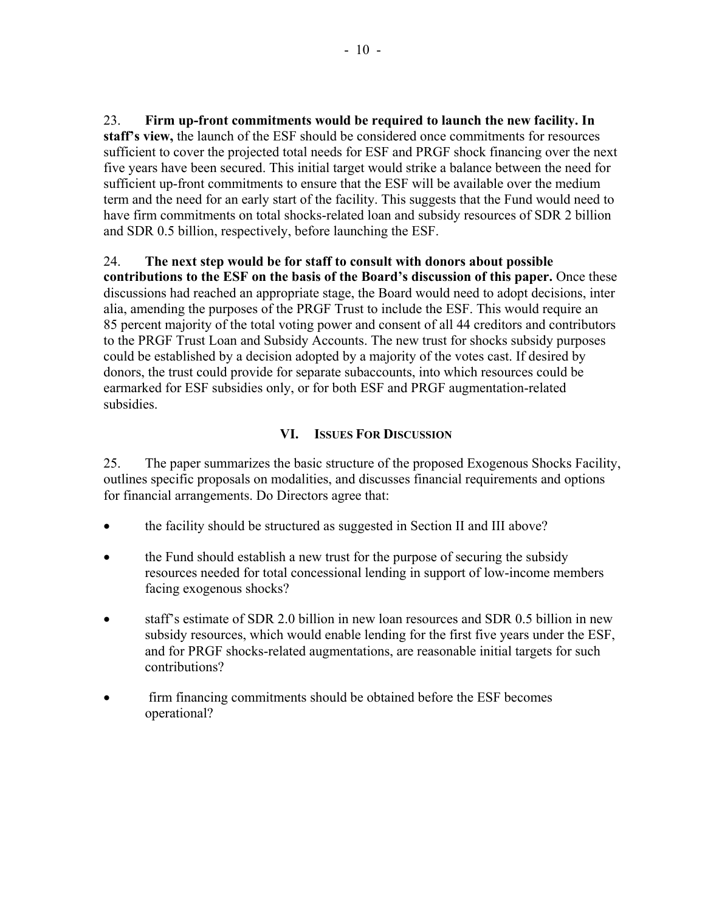23. **Firm up-front commitments would be required to launch the new facility. In staff's view,** the launch of the ESF should be considered once commitments for resources sufficient to cover the projected total needs for ESF and PRGF shock financing over the next five years have been secured. This initial target would strike a balance between the need for sufficient up-front commitments to ensure that the ESF will be available over the medium term and the need for an early start of the facility. This suggests that the Fund would need to have firm commitments on total shocks-related loan and subsidy resources of SDR 2 billion and SDR 0.5 billion, respectively, before launching the ESF.

24. **The next step would be for staff to consult with donors about possible contributions to the ESF on the basis of the Board's discussion of this paper.** Once these discussions had reached an appropriate stage, the Board would need to adopt decisions, inter alia, amending the purposes of the PRGF Trust to include the ESF. This would require an 85 percent majority of the total voting power and consent of all 44 creditors and contributors to the PRGF Trust Loan and Subsidy Accounts. The new trust for shocks subsidy purposes could be established by a decision adopted by a majority of the votes cast. If desired by donors, the trust could provide for separate subaccounts, into which resources could be earmarked for ESF subsidies only, or for both ESF and PRGF augmentation-related subsidies.

## VI. Issues For Discussion

25. The paper summarizes the basic structure of the proposed Exogenous Shocks Facility, outlines specific proposals on modalities, and discusses financial requirements and options for financial arrangements. Do Directors agree that:

- the facility should be structured as suggested in Section II and III above?
- the Fund should establish a new trust for the purpose of securing the subsidy resources needed for total concessional lending in support of low-income members facing exogenous shocks?
- staff's estimate of SDR 2.0 billion in new loan resources and SDR 0.5 billion in new subsidy resources, which would enable lending for the first five years under the ESF, and for PRGF shocks-related augmentations, are reasonable initial targets for such contributions?
- firm financing commitments should be obtained before the ESF becomes operational?